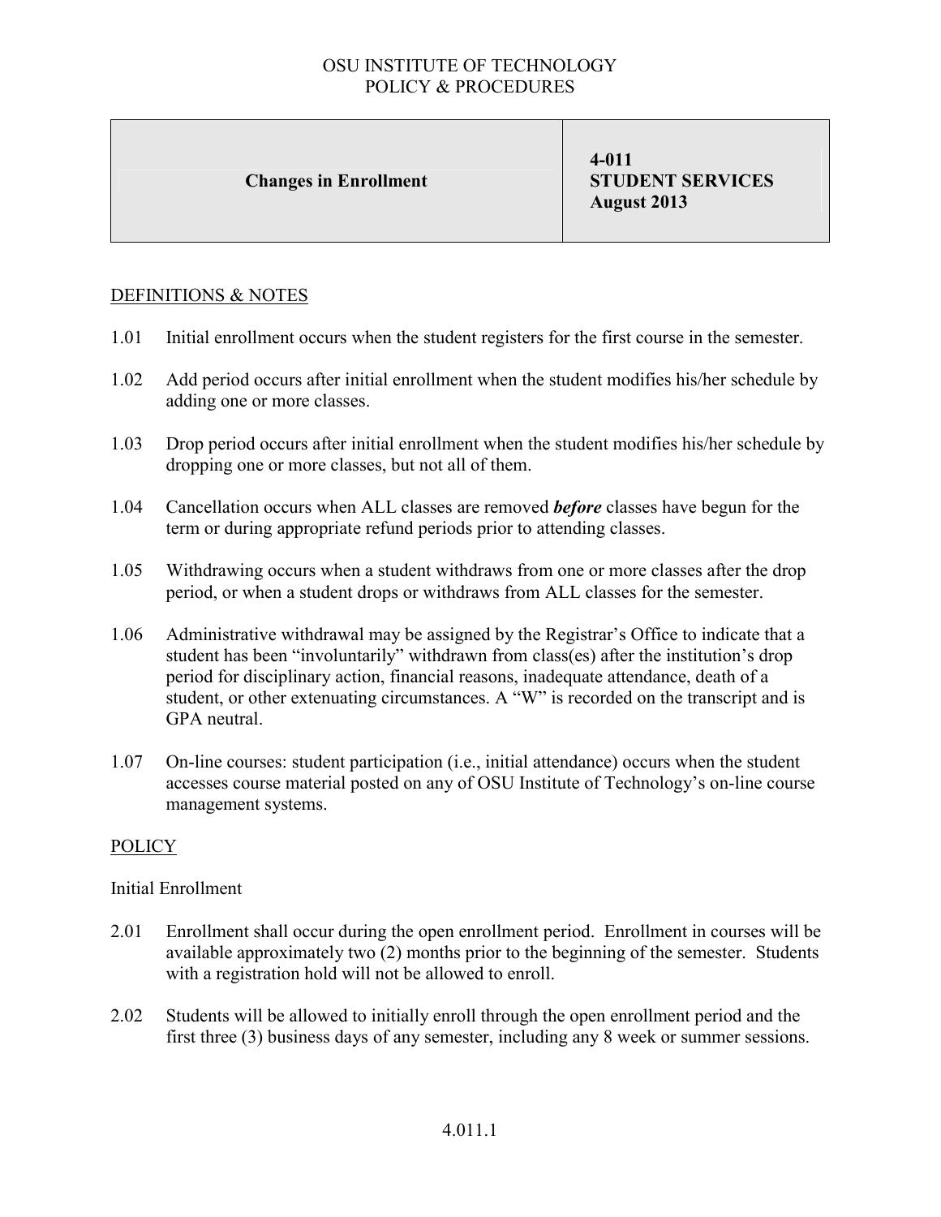OSU INSTITUTE OF TECHNOLOGY
POLICY & PROCEDURES

| Changes in Enrollment | 4-011<br>STUDENT SERVICES<br>August 2013 |
|---|---|

## DEFINITIONS & NOTES

1.01 Initial enrollment occurs when the student registers for the first course in the semester.

1.02 Add period occurs after initial enrollment when the student modifies his/her schedule by adding one or more classes.

1.03 Drop period occurs after initial enrollment when the student modifies his/her schedule by dropping one or more classes, but not all of them.

1.04 Cancellation occurs when ALL classes are removed ***before*** classes have begun for the term or during appropriate refund periods prior to attending classes.

1.05 Withdrawing occurs when a student withdraws from one or more classes after the drop period, or when a student drops or withdraws from ALL classes for the semester.

1.06 Administrative withdrawal may be assigned by the Registrar's Office to indicate that a student has been "involuntarily" withdrawn from class(es) after the institution's drop period for disciplinary action, financial reasons, inadequate attendance, death of a student, or other extenuating circumstances. A "W" is recorded on the transcript and is GPA neutral.

1.07 On-line courses: student participation (i.e., initial attendance) occurs when the student accesses course material posted on any of OSU Institute of Technology's on-line course management systems.

## POLICY

### Initial Enrollment

2.01 Enrollment shall occur during the open enrollment period. Enrollment in courses will be available approximately two (2) months prior to the beginning of the semester. Students with a registration hold will not be allowed to enroll.

2.02 Students will be allowed to initially enroll through the open enrollment period and the first three (3) business days of any semester, including any 8 week or summer sessions.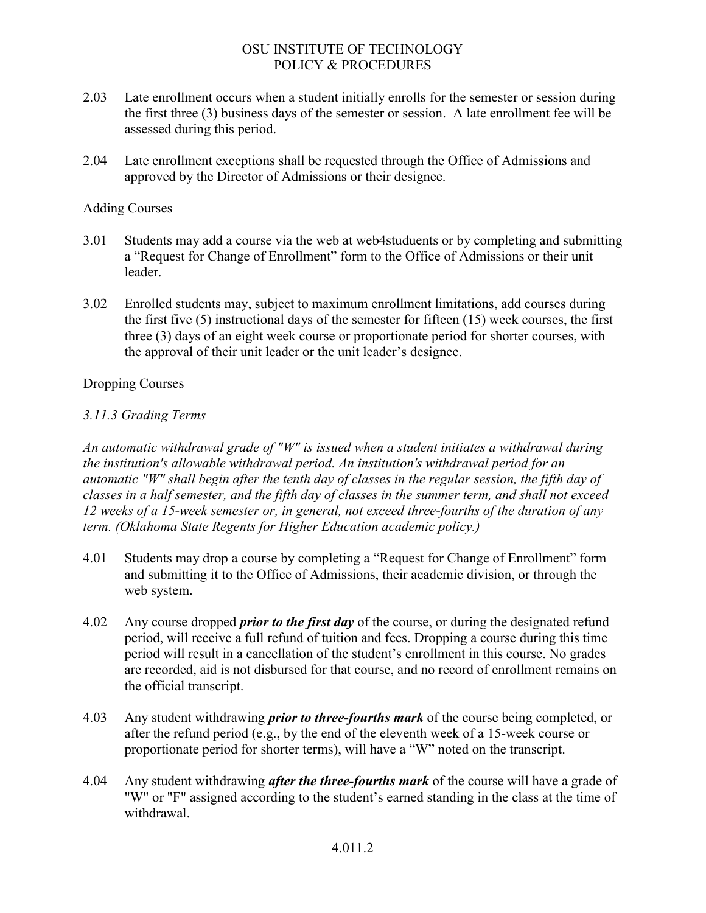2.03 Late enrollment occurs when a student initially enrolls for the semester or session during the first three (3) business days of the semester or session. A late enrollment fee will be assessed during this period.

2.04 Late enrollment exceptions shall be requested through the Office of Admissions and approved by the Director of Admissions or their designee.

## Adding Courses

3.01 Students may add a course via the web at web4studuents or by completing and submitting a "Request for Change of Enrollment" form to the Office of Admissions or their unit leader.

3.02 Enrolled students may, subject to maximum enrollment limitations, add courses during the first five (5) instructional days of the semester for fifteen (15) week courses, the first three (3) days of an eight week course or proportionate period for shorter courses, with the approval of their unit leader or the unit leader's designee.

## Dropping Courses

### *3.11.3 Grading Terms*

*An automatic withdrawal grade of "W" is issued when a student initiates a withdrawal during the institution's allowable withdrawal period. An institution's withdrawal period for an automatic "W" shall begin after the tenth day of classes in the regular session, the fifth day of classes in a half semester, and the fifth day of classes in the summer term, and shall not exceed 12 weeks of a 15-week semester or, in general, not exceed three-fourths of the duration of any term. (Oklahoma State Regents for Higher Education academic policy.)*

4.01 Students may drop a course by completing a "Request for Change of Enrollment" form and submitting it to the Office of Admissions, their academic division, or through the web system.

4.02 Any course dropped ***prior to the first day*** of the course, or during the designated refund period, will receive a full refund of tuition and fees. Dropping a course during this time period will result in a cancellation of the student's enrollment in this course. No grades are recorded, aid is not disbursed for that course, and no record of enrollment remains on the official transcript.

4.03 Any student withdrawing ***prior to three-fourths mark*** of the course being completed, or after the refund period (e.g., by the end of the eleventh week of a 15-week course or proportionate period for shorter terms), will have a "W" noted on the transcript.

4.04 Any student withdrawing ***after the three-fourths mark*** of the course will have a grade of "W" or "F" assigned according to the student's earned standing in the class at the time of withdrawal.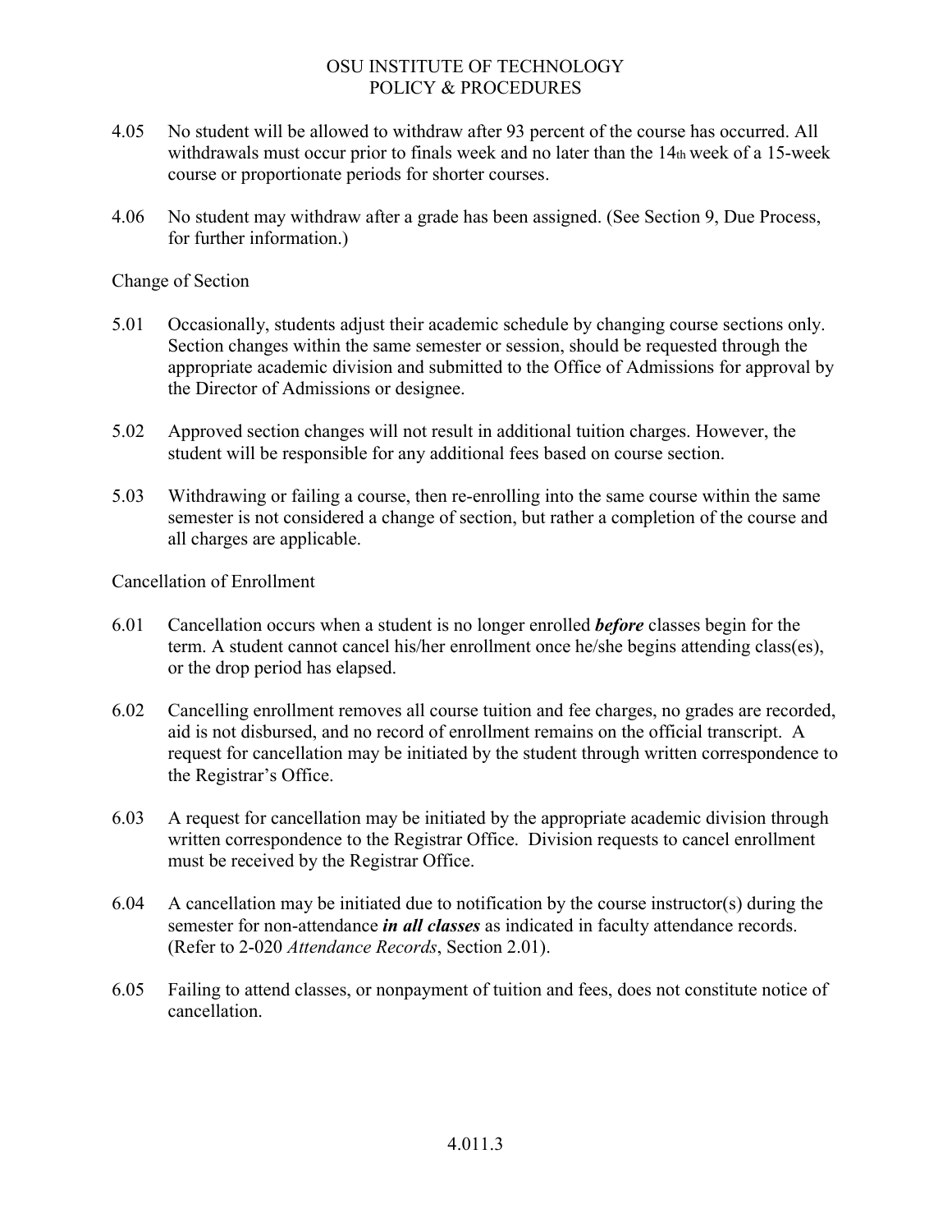4.05 No student will be allowed to withdraw after 93 percent of the course has occurred. All withdrawals must occur prior to finals week and no later than the 14th week of a 15-week course or proportionate periods for shorter courses.

4.06 No student may withdraw after a grade has been assigned. (See Section 9, Due Process, for further information.)

Change of Section

5.01 Occasionally, students adjust their academic schedule by changing course sections only. Section changes within the same semester or session, should be requested through the appropriate academic division and submitted to the Office of Admissions for approval by the Director of Admissions or designee.

5.02 Approved section changes will not result in additional tuition charges. However, the student will be responsible for any additional fees based on course section.

5.03 Withdrawing or failing a course, then re-enrolling into the same course within the same semester is not considered a change of section, but rather a completion of the course and all charges are applicable.

Cancellation of Enrollment

6.01 Cancellation occurs when a student is no longer enrolled ***before*** classes begin for the term. A student cannot cancel his/her enrollment once he/she begins attending class(es), or the drop period has elapsed.

6.02 Cancelling enrollment removes all course tuition and fee charges, no grades are recorded, aid is not disbursed, and no record of enrollment remains on the official transcript. A request for cancellation may be initiated by the student through written correspondence to the Registrar's Office.

6.03 A request for cancellation may be initiated by the appropriate academic division through written correspondence to the Registrar Office. Division requests to cancel enrollment must be received by the Registrar Office.

6.04 A cancellation may be initiated due to notification by the course instructor(s) during the semester for non-attendance ***in all classes*** as indicated in faculty attendance records. (Refer to 2-020 *Attendance Records*, Section 2.01).

6.05 Failing to attend classes, or nonpayment of tuition and fees, does not constitute notice of cancellation.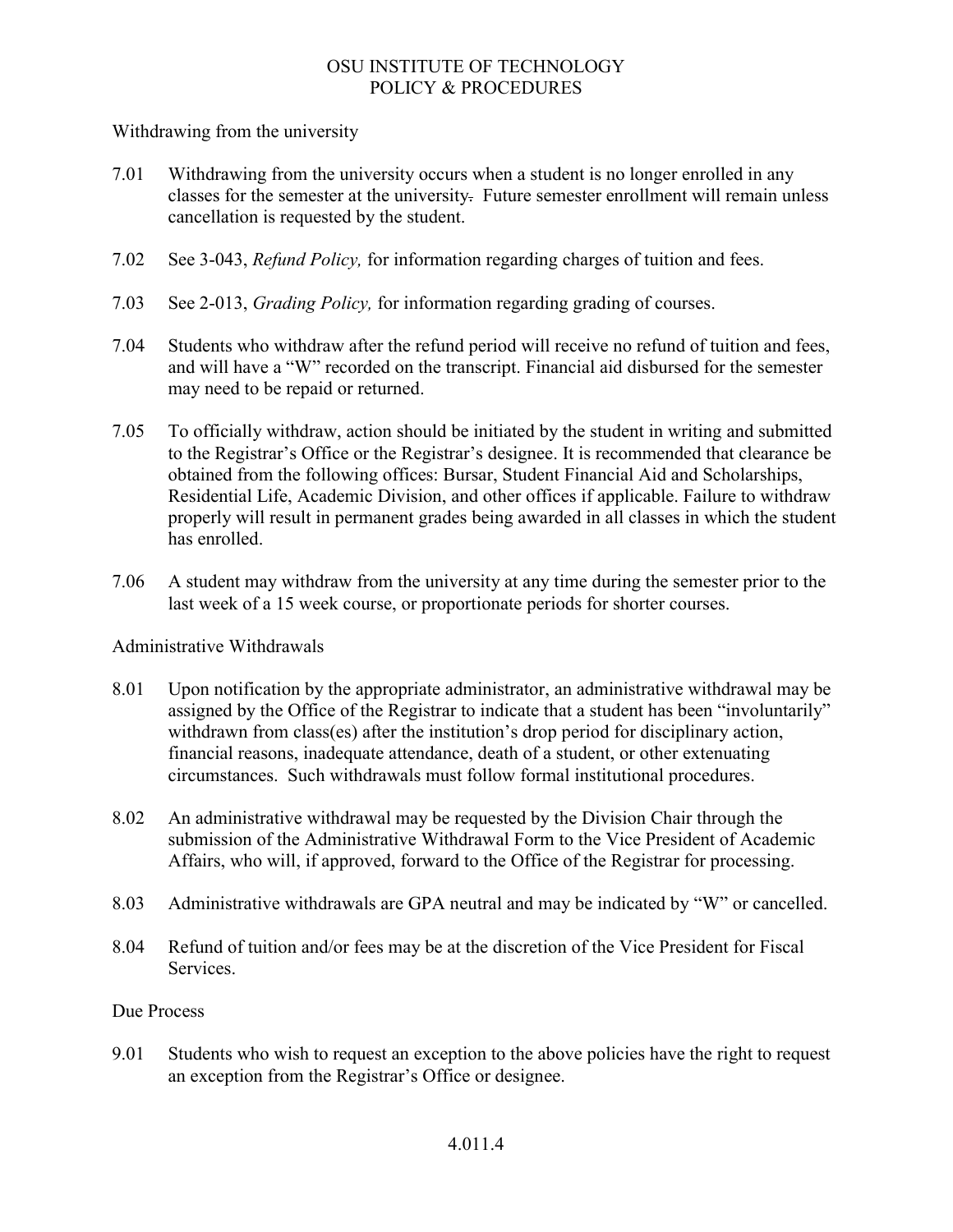Withdrawing from the university

7.01 Withdrawing from the university occurs when a student is no longer enrolled in any classes for the semester at the university. Future semester enrollment will remain unless cancellation is requested by the student.

7.02 See 3-043, *Refund Policy,* for information regarding charges of tuition and fees.

7.03 See 2-013, *Grading Policy,* for information regarding grading of courses.

7.04 Students who withdraw after the refund period will receive no refund of tuition and fees, and will have a "W" recorded on the transcript. Financial aid disbursed for the semester may need to be repaid or returned.

7.05 To officially withdraw, action should be initiated by the student in writing and submitted to the Registrar's Office or the Registrar's designee. It is recommended that clearance be obtained from the following offices: Bursar, Student Financial Aid and Scholarships, Residential Life, Academic Division, and other offices if applicable. Failure to withdraw properly will result in permanent grades being awarded in all classes in which the student has enrolled.

7.06 A student may withdraw from the university at any time during the semester prior to the last week of a 15 week course, or proportionate periods for shorter courses.

Administrative Withdrawals

8.01 Upon notification by the appropriate administrator, an administrative withdrawal may be assigned by the Office of the Registrar to indicate that a student has been "involuntarily" withdrawn from class(es) after the institution's drop period for disciplinary action, financial reasons, inadequate attendance, death of a student, or other extenuating circumstances. Such withdrawals must follow formal institutional procedures.

8.02 An administrative withdrawal may be requested by the Division Chair through the submission of the Administrative Withdrawal Form to the Vice President of Academic Affairs, who will, if approved, forward to the Office of the Registrar for processing.

8.03 Administrative withdrawals are GPA neutral and may be indicated by "W" or cancelled.

8.04 Refund of tuition and/or fees may be at the discretion of the Vice President for Fiscal Services.

Due Process

9.01 Students who wish to request an exception to the above policies have the right to request an exception from the Registrar's Office or designee.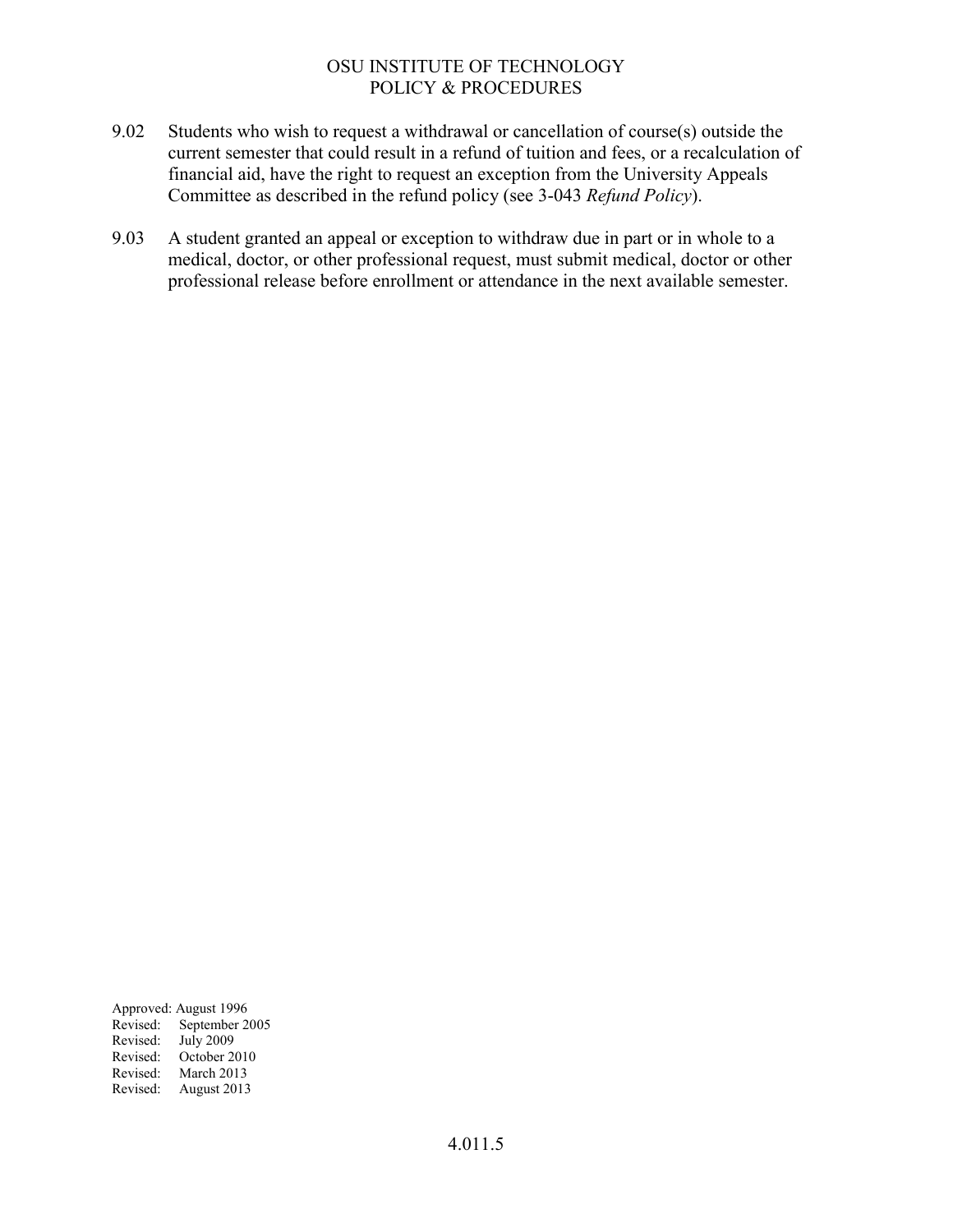9.02 Students who wish to request a withdrawal or cancellation of course(s) outside the current semester that could result in a refund of tuition and fees, or a recalculation of financial aid, have the right to request an exception from the University Appeals Committee as described in the refund policy (see 3-043 *Refund Policy*).

9.03 A student granted an appeal or exception to withdraw due in part or in whole to a medical, doctor, or other professional request, must submit medical, doctor or other professional release before enrollment or attendance in the next available semester.

Approved: August 1996
Revised: September 2005
Revised: July 2009
Revised: October 2010
Revised: March 2013
Revised: August 2013